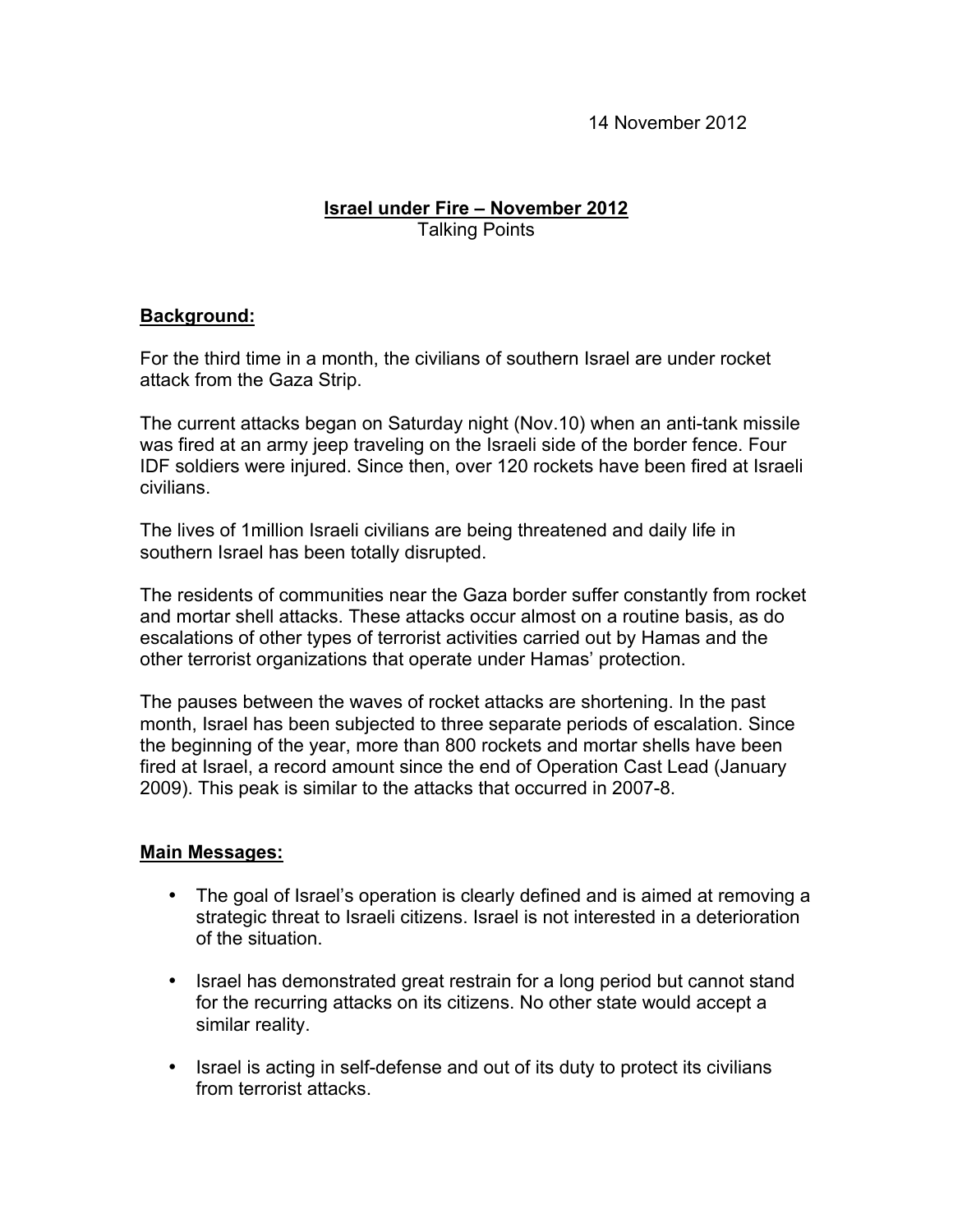14 November 2012

# Israel under Fire – November 2012

Talking Points

## Background:

For the third time in a month, the civilians of southern Israel are under rocket attack from the Gaza Strip.

The current attacks began on Saturday night (Nov.10) when an anti-tank missile was fired at an army jeep traveling on the Israeli side of the border fence. Four IDF soldiers were injured. Since then, over 120 rockets have been fired at Israeli civilians.

The lives of 1million Israeli civilians are being threatened and daily life in southern Israel has been totally disrupted.

The residents of communities near the Gaza border suffer constantly from rocket and mortar shell attacks. These attacks occur almost on a routine basis, as do escalations of other types of terrorist activities carried out by Hamas and the other terrorist organizations that operate under Hamas' protection.

The pauses between the waves of rocket attacks are shortening. In the past month, Israel has been subjected to three separate periods of escalation. Since the beginning of the year, more than 800 rockets and mortar shells have been fired at Israel, a record amount since the end of Operation Cast Lead (January 2009). This peak is similar to the attacks that occurred in 2007-8.

## Main Messages:

- The goal of Israel's operation is clearly defined and is aimed at removing a strategic threat to Israeli citizens. Israel is not interested in a deterioration of the situation.
- Israel has demonstrated great restrain for a long period but cannot stand for the recurring attacks on its citizens. No other state would accept a similar reality.
- Israel is acting in self-defense and out of its duty to protect its civilians from terrorist attacks.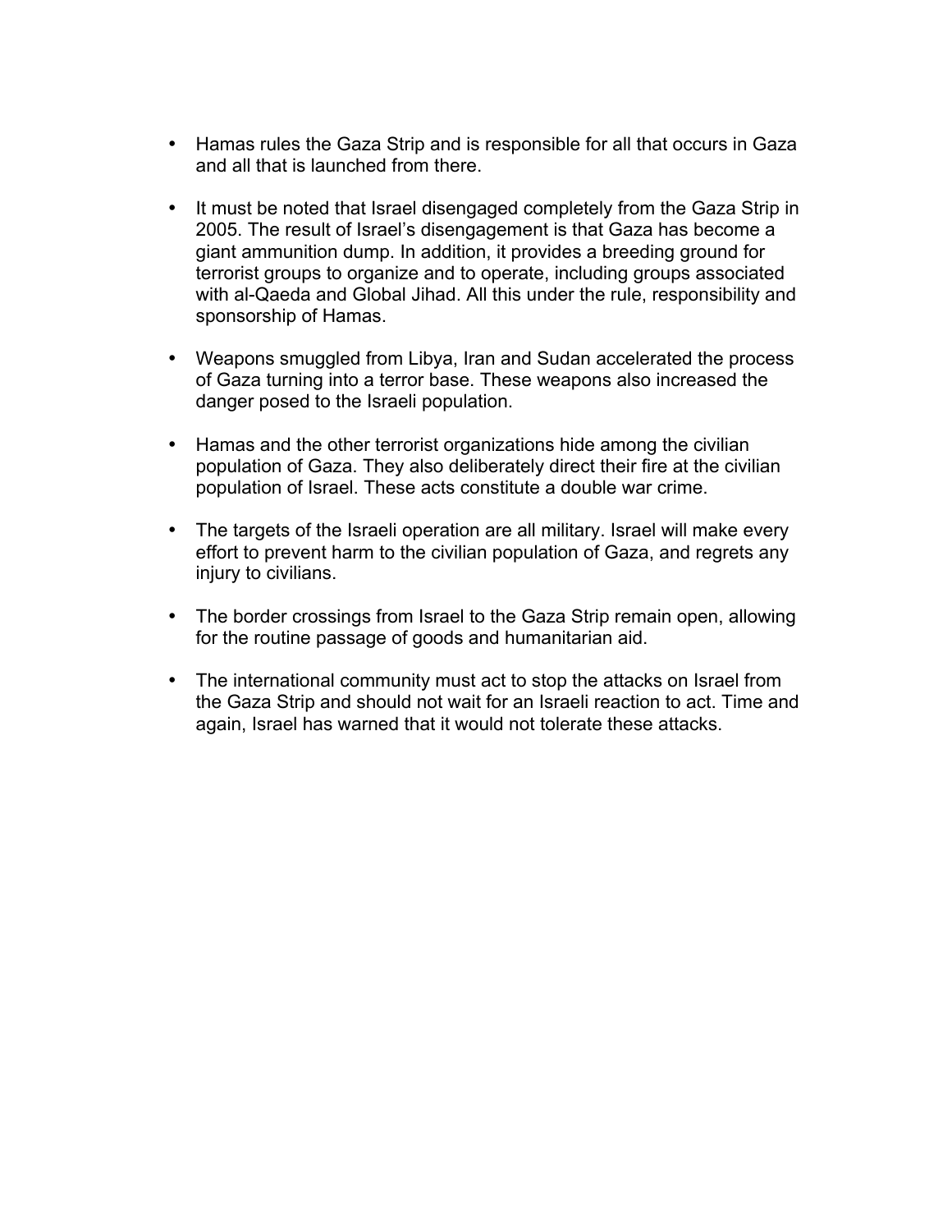- Hamas rules the Gaza Strip and is responsible for all that occurs in Gaza and all that is launched from there.

- It must be noted that Israel disengaged completely from the Gaza Strip in 2005. The result of Israel's disengagement is that Gaza has become a giant ammunition dump. In addition, it provides a breeding ground for terrorist groups to organize and to operate, including groups associated with al-Qaeda and Global Jihad. All this under the rule, responsibility and sponsorship of Hamas.

- Weapons smuggled from Libya, Iran and Sudan accelerated the process of Gaza turning into a terror base. These weapons also increased the danger posed to the Israeli population.

- Hamas and the other terrorist organizations hide among the civilian population of Gaza. They also deliberately direct their fire at the civilian population of Israel. These acts constitute a double war crime.

- The targets of the Israeli operation are all military. Israel will make every effort to prevent harm to the civilian population of Gaza, and regrets any injury to civilians.

- The border crossings from Israel to the Gaza Strip remain open, allowing for the routine passage of goods and humanitarian aid.

- The international community must act to stop the attacks on Israel from the Gaza Strip and should not wait for an Israeli reaction to act. Time and again, Israel has warned that it would not tolerate these attacks.